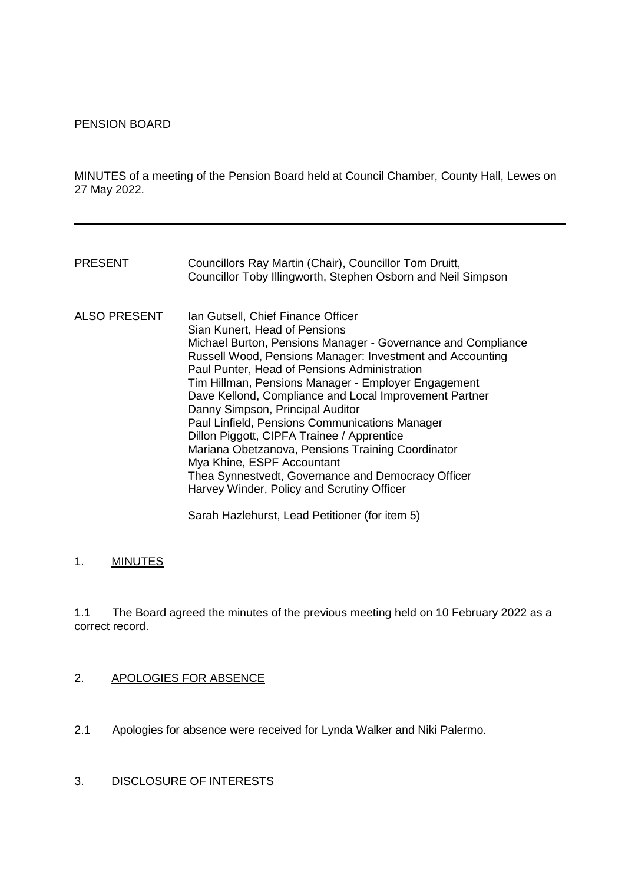PENSION BOARD

MINUTES of a meeting of the Pension Board held at Council Chamber, County Hall, Lewes on 27 May 2022.

---

| | |
|---|---|
| PRESENT | Councillors Ray Martin (Chair), Councillor Tom Druitt, Councillor Toby Illingworth, Stephen Osborn and Neil Simpson |
| ALSO PRESENT | Ian Gutsell, Chief Finance Officer<br>Sian Kunert, Head of Pensions<br>Michael Burton, Pensions Manager - Governance and Compliance<br>Russell Wood, Pensions Manager: Investment and Accounting<br>Paul Punter, Head of Pensions Administration<br>Tim Hillman, Pensions Manager - Employer Engagement<br>Dave Kellond, Compliance and Local Improvement Partner<br>Danny Simpson, Principal Auditor<br>Paul Linfield, Pensions Communications Manager<br>Dillon Piggott, CIPFA Trainee / Apprentice<br>Mariana Obetzanova, Pensions Training Coordinator<br>Mya Khine, ESPF Accountant<br>Thea Synnestvedt, Governance and Democracy Officer<br>Harvey Winder, Policy and Scrutiny Officer<br><br>Sarah Hazlehurst, Lead Petitioner (for item 5) |

## 1. MINUTES

1.1 The Board agreed the minutes of the previous meeting held on 10 February 2022 as a correct record.

## 2. APOLOGIES FOR ABSENCE

2.1 Apologies for absence were received for Lynda Walker and Niki Palermo.

## 3. DISCLOSURE OF INTERESTS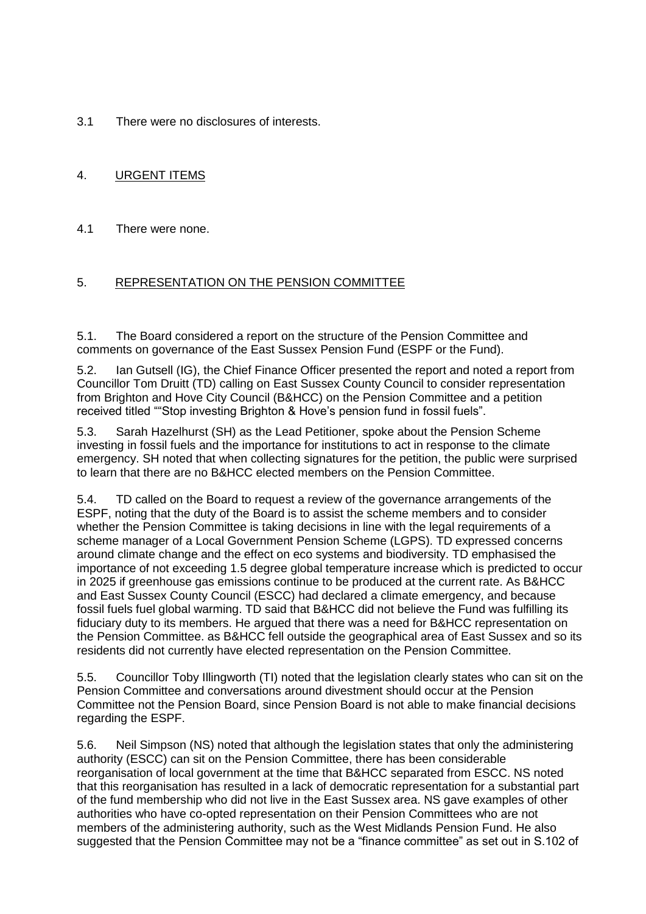3.1 There were no disclosures of interests.

## 4. URGENT ITEMS

4.1 There were none.

## 5. REPRESENTATION ON THE PENSION COMMITTEE

5.1. The Board considered a report on the structure of the Pension Committee and comments on governance of the East Sussex Pension Fund (ESPF or the Fund).

5.2. Ian Gutsell (IG), the Chief Finance Officer presented the report and noted a report from Councillor Tom Druitt (TD) calling on East Sussex County Council to consider representation from Brighton and Hove City Council (B&HCC) on the Pension Committee and a petition received titled ""Stop investing Brighton & Hove's pension fund in fossil fuels".

5.3. Sarah Hazelhurst (SH) as the Lead Petitioner, spoke about the Pension Scheme investing in fossil fuels and the importance for institutions to act in response to the climate emergency. SH noted that when collecting signatures for the petition, the public were surprised to learn that there are no B&HCC elected members on the Pension Committee.

5.4. TD called on the Board to request a review of the governance arrangements of the ESPF, noting that the duty of the Board is to assist the scheme members and to consider whether the Pension Committee is taking decisions in line with the legal requirements of a scheme manager of a Local Government Pension Scheme (LGPS). TD expressed concerns around climate change and the effect on eco systems and biodiversity. TD emphasised the importance of not exceeding 1.5 degree global temperature increase which is predicted to occur in 2025 if greenhouse gas emissions continue to be produced at the current rate. As B&HCC and East Sussex County Council (ESCC) had declared a climate emergency, and because fossil fuels fuel global warming. TD said that B&HCC did not believe the Fund was fulfilling its fiduciary duty to its members. He argued that there was a need for B&HCC representation on the Pension Committee. as B&HCC fell outside the geographical area of East Sussex and so its residents did not currently have elected representation on the Pension Committee.

5.5. Councillor Toby Illingworth (TI) noted that the legislation clearly states who can sit on the Pension Committee and conversations around divestment should occur at the Pension Committee not the Pension Board, since Pension Board is not able to make financial decisions regarding the ESPF.

5.6. Neil Simpson (NS) noted that although the legislation states that only the administering authority (ESCC) can sit on the Pension Committee, there has been considerable reorganisation of local government at the time that B&HCC separated from ESCC. NS noted that this reorganisation has resulted in a lack of democratic representation for a substantial part of the fund membership who did not live in the East Sussex area. NS gave examples of other authorities who have co-opted representation on their Pension Committees who are not members of the administering authority, such as the West Midlands Pension Fund. He also suggested that the Pension Committee may not be a "finance committee" as set out in S.102 of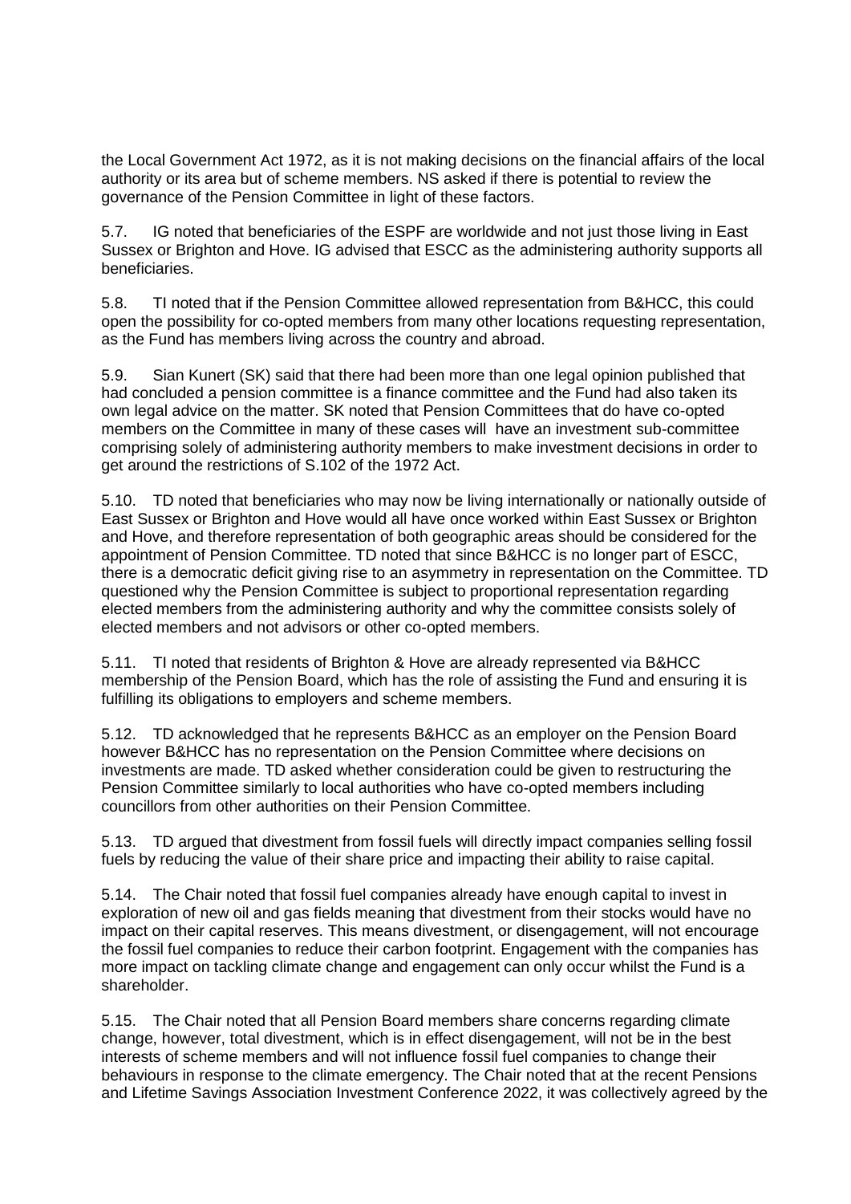the Local Government Act 1972, as it is not making decisions on the financial affairs of the local authority or its area but of scheme members. NS asked if there is potential to review the governance of the Pension Committee in light of these factors.

5.7. IG noted that beneficiaries of the ESPF are worldwide and not just those living in East Sussex or Brighton and Hove. IG advised that ESCC as the administering authority supports all beneficiaries.

5.8. TI noted that if the Pension Committee allowed representation from B&HCC, this could open the possibility for co-opted members from many other locations requesting representation, as the Fund has members living across the country and abroad.

5.9. Sian Kunert (SK) said that there had been more than one legal opinion published that had concluded a pension committee is a finance committee and the Fund had also taken its own legal advice on the matter. SK noted that Pension Committees that do have co-opted members on the Committee in many of these cases will have an investment sub-committee comprising solely of administering authority members to make investment decisions in order to get around the restrictions of S.102 of the 1972 Act.

5.10. TD noted that beneficiaries who may now be living internationally or nationally outside of East Sussex or Brighton and Hove would all have once worked within East Sussex or Brighton and Hove, and therefore representation of both geographic areas should be considered for the appointment of Pension Committee. TD noted that since B&HCC is no longer part of ESCC, there is a democratic deficit giving rise to an asymmetry in representation on the Committee. TD questioned why the Pension Committee is subject to proportional representation regarding elected members from the administering authority and why the committee consists solely of elected members and not advisors or other co-opted members.

5.11. TI noted that residents of Brighton & Hove are already represented via B&HCC membership of the Pension Board, which has the role of assisting the Fund and ensuring it is fulfilling its obligations to employers and scheme members.

5.12. TD acknowledged that he represents B&HCC as an employer on the Pension Board however B&HCC has no representation on the Pension Committee where decisions on investments are made. TD asked whether consideration could be given to restructuring the Pension Committee similarly to local authorities who have co-opted members including councillors from other authorities on their Pension Committee.

5.13. TD argued that divestment from fossil fuels will directly impact companies selling fossil fuels by reducing the value of their share price and impacting their ability to raise capital.

5.14. The Chair noted that fossil fuel companies already have enough capital to invest in exploration of new oil and gas fields meaning that divestment from their stocks would have no impact on their capital reserves. This means divestment, or disengagement, will not encourage the fossil fuel companies to reduce their carbon footprint. Engagement with the companies has more impact on tackling climate change and engagement can only occur whilst the Fund is a shareholder.

5.15. The Chair noted that all Pension Board members share concerns regarding climate change, however, total divestment, which is in effect disengagement, will not be in the best interests of scheme members and will not influence fossil fuel companies to change their behaviours in response to the climate emergency. The Chair noted that at the recent Pensions and Lifetime Savings Association Investment Conference 2022, it was collectively agreed by the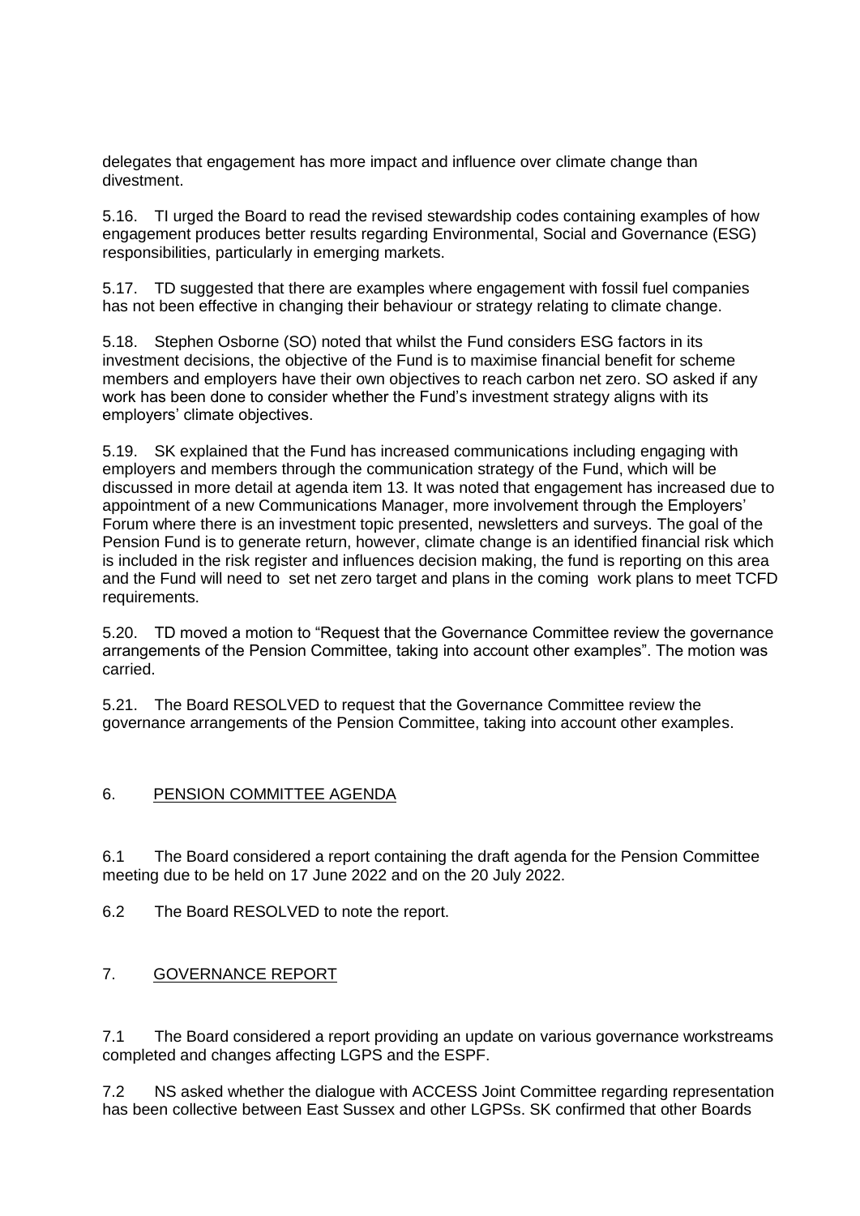delegates that engagement has more impact and influence over climate change than divestment.

5.16. TI urged the Board to read the revised stewardship codes containing examples of how engagement produces better results regarding Environmental, Social and Governance (ESG) responsibilities, particularly in emerging markets.

5.17. TD suggested that there are examples where engagement with fossil fuel companies has not been effective in changing their behaviour or strategy relating to climate change.

5.18. Stephen Osborne (SO) noted that whilst the Fund considers ESG factors in its investment decisions, the objective of the Fund is to maximise financial benefit for scheme members and employers have their own objectives to reach carbon net zero. SO asked if any work has been done to consider whether the Fund's investment strategy aligns with its employers' climate objectives.

5.19. SK explained that the Fund has increased communications including engaging with employers and members through the communication strategy of the Fund, which will be discussed in more detail at agenda item 13. It was noted that engagement has increased due to appointment of a new Communications Manager, more involvement through the Employers' Forum where there is an investment topic presented, newsletters and surveys. The goal of the Pension Fund is to generate return, however, climate change is an identified financial risk which is included in the risk register and influences decision making, the fund is reporting on this area and the Fund will need to set net zero target and plans in the coming work plans to meet TCFD requirements.

5.20. TD moved a motion to "Request that the Governance Committee review the governance arrangements of the Pension Committee, taking into account other examples". The motion was carried.

5.21. The Board RESOLVED to request that the Governance Committee review the governance arrangements of the Pension Committee, taking into account other examples.

## 6. PENSION COMMITTEE AGENDA

6.1 The Board considered a report containing the draft agenda for the Pension Committee meeting due to be held on 17 June 2022 and on the 20 July 2022.

6.2 The Board RESOLVED to note the report.

## 7. GOVERNANCE REPORT

7.1 The Board considered a report providing an update on various governance workstreams completed and changes affecting LGPS and the ESPF.

7.2 NS asked whether the dialogue with ACCESS Joint Committee regarding representation has been collective between East Sussex and other LGPSs. SK confirmed that other Boards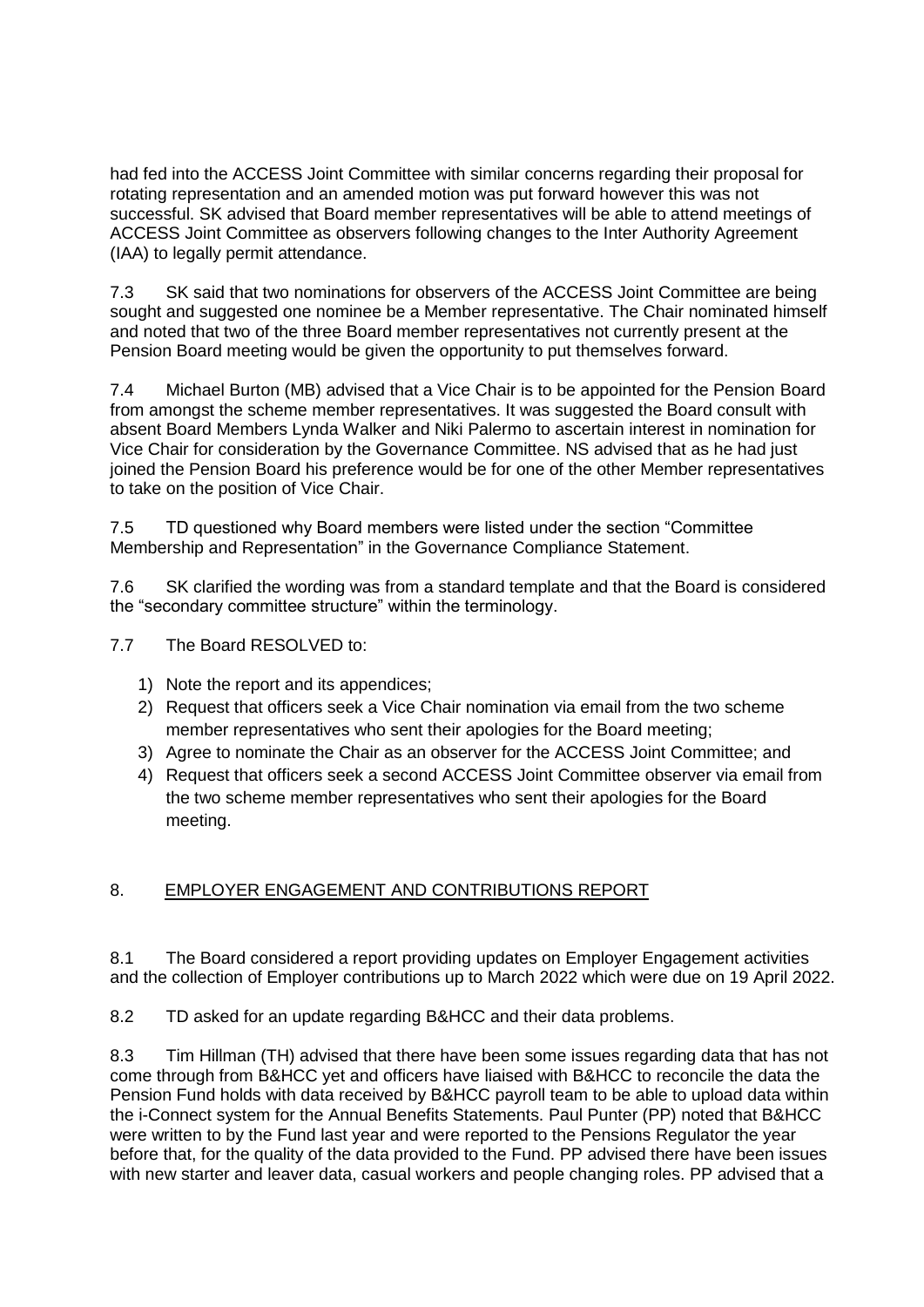had fed into the ACCESS Joint Committee with similar concerns regarding their proposal for rotating representation and an amended motion was put forward however this was not successful. SK advised that Board member representatives will be able to attend meetings of ACCESS Joint Committee as observers following changes to the Inter Authority Agreement (IAA) to legally permit attendance.

7.3 SK said that two nominations for observers of the ACCESS Joint Committee are being sought and suggested one nominee be a Member representative. The Chair nominated himself and noted that two of the three Board member representatives not currently present at the Pension Board meeting would be given the opportunity to put themselves forward.

7.4 Michael Burton (MB) advised that a Vice Chair is to be appointed for the Pension Board from amongst the scheme member representatives. It was suggested the Board consult with absent Board Members Lynda Walker and Niki Palermo to ascertain interest in nomination for Vice Chair for consideration by the Governance Committee. NS advised that as he had just joined the Pension Board his preference would be for one of the other Member representatives to take on the position of Vice Chair.

7.5 TD questioned why Board members were listed under the section "Committee Membership and Representation" in the Governance Compliance Statement.

7.6 SK clarified the wording was from a standard template and that the Board is considered the "secondary committee structure" within the terminology.

7.7 The Board RESOLVED to:

1) Note the report and its appendices;
2) Request that officers seek a Vice Chair nomination via email from the two scheme member representatives who sent their apologies for the Board meeting;
3) Agree to nominate the Chair as an observer for the ACCESS Joint Committee; and
4) Request that officers seek a second ACCESS Joint Committee observer via email from the two scheme member representatives who sent their apologies for the Board meeting.

## 8. EMPLOYER ENGAGEMENT AND CONTRIBUTIONS REPORT

8.1 The Board considered a report providing updates on Employer Engagement activities and the collection of Employer contributions up to March 2022 which were due on 19 April 2022.

8.2 TD asked for an update regarding B&HCC and their data problems.

8.3 Tim Hillman (TH) advised that there have been some issues regarding data that has not come through from B&HCC yet and officers have liaised with B&HCC to reconcile the data the Pension Fund holds with data received by B&HCC payroll team to be able to upload data within the i-Connect system for the Annual Benefits Statements. Paul Punter (PP) noted that B&HCC were written to by the Fund last year and were reported to the Pensions Regulator the year before that, for the quality of the data provided to the Fund. PP advised there have been issues with new starter and leaver data, casual workers and people changing roles. PP advised that a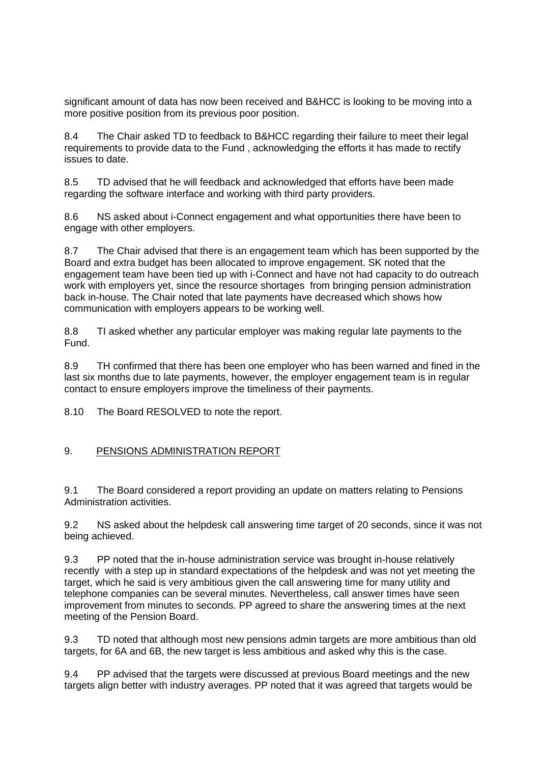significant amount of data has now been received and B&HCC is looking to be moving into a more positive position from its previous poor position.

8.4 The Chair asked TD to feedback to B&HCC regarding their failure to meet their legal requirements to provide data to the Fund , acknowledging the efforts it has made to rectify issues to date.

8.5 TD advised that he will feedback and acknowledged that efforts have been made regarding the software interface and working with third party providers.

8.6 NS asked about i-Connect engagement and what opportunities there have been to engage with other employers.

8.7 The Chair advised that there is an engagement team which has been supported by the Board and extra budget has been allocated to improve engagement. SK noted that the engagement team have been tied up with i-Connect and have not had capacity to do outreach work with employers yet, since the resource shortages from bringing pension administration back in-house. The Chair noted that late payments have decreased which shows how communication with employers appears to be working well.

8.8 TI asked whether any particular employer was making regular late payments to the Fund.

8.9 TH confirmed that there has been one employer who has been warned and fined in the last six months due to late payments, however, the employer engagement team is in regular contact to ensure employers improve the timeliness of their payments.

8.10 The Board RESOLVED to note the report.

## 9. PENSIONS ADMINISTRATION REPORT

9.1 The Board considered a report providing an update on matters relating to Pensions Administration activities.

9.2 NS asked about the helpdesk call answering time target of 20 seconds, since it was not being achieved.

9.3 PP noted that the in-house administration service was brought in-house relatively recently with a step up in standard expectations of the helpdesk and was not yet meeting the target, which he said is very ambitious given the call answering time for many utility and telephone companies can be several minutes. Nevertheless, call answer times have seen improvement from minutes to seconds. PP agreed to share the answering times at the next meeting of the Pension Board.

9.3 TD noted that although most new pensions admin targets are more ambitious than old targets, for 6A and 6B, the new target is less ambitious and asked why this is the case.

9.4 PP advised that the targets were discussed at previous Board meetings and the new targets align better with industry averages. PP noted that it was agreed that targets would be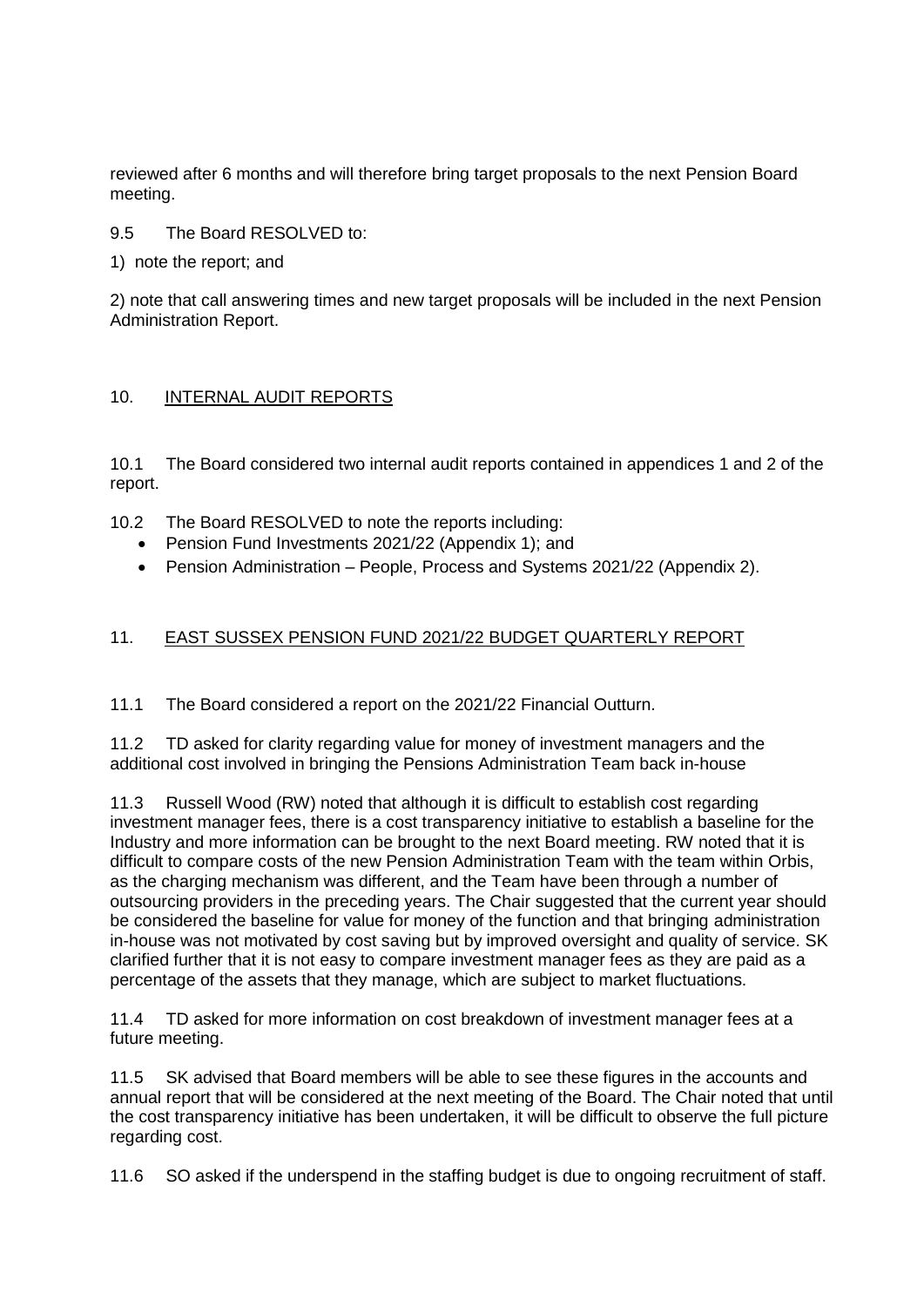reviewed after 6 months and will therefore bring target proposals to the next Pension Board meeting.

9.5 The Board RESOLVED to:

1) note the report; and

2) note that call answering times and new target proposals will be included in the next Pension Administration Report.

## 10. INTERNAL AUDIT REPORTS

10.1 The Board considered two internal audit reports contained in appendices 1 and 2 of the report.

10.2 The Board RESOLVED to note the reports including:

- Pension Fund Investments 2021/22 (Appendix 1); and
- Pension Administration – People, Process and Systems 2021/22 (Appendix 2).

## 11. EAST SUSSEX PENSION FUND 2021/22 BUDGET QUARTERLY REPORT

11.1 The Board considered a report on the 2021/22 Financial Outturn.

11.2 TD asked for clarity regarding value for money of investment managers and the additional cost involved in bringing the Pensions Administration Team back in-house

11.3 Russell Wood (RW) noted that although it is difficult to establish cost regarding investment manager fees, there is a cost transparency initiative to establish a baseline for the Industry and more information can be brought to the next Board meeting. RW noted that it is difficult to compare costs of the new Pension Administration Team with the team within Orbis, as the charging mechanism was different, and the Team have been through a number of outsourcing providers in the preceding years. The Chair suggested that the current year should be considered the baseline for value for money of the function and that bringing administration in-house was not motivated by cost saving but by improved oversight and quality of service. SK clarified further that it is not easy to compare investment manager fees as they are paid as a percentage of the assets that they manage, which are subject to market fluctuations.

11.4 TD asked for more information on cost breakdown of investment manager fees at a future meeting.

11.5 SK advised that Board members will be able to see these figures in the accounts and annual report that will be considered at the next meeting of the Board. The Chair noted that until the cost transparency initiative has been undertaken, it will be difficult to observe the full picture regarding cost.

11.6 SO asked if the underspend in the staffing budget is due to ongoing recruitment of staff.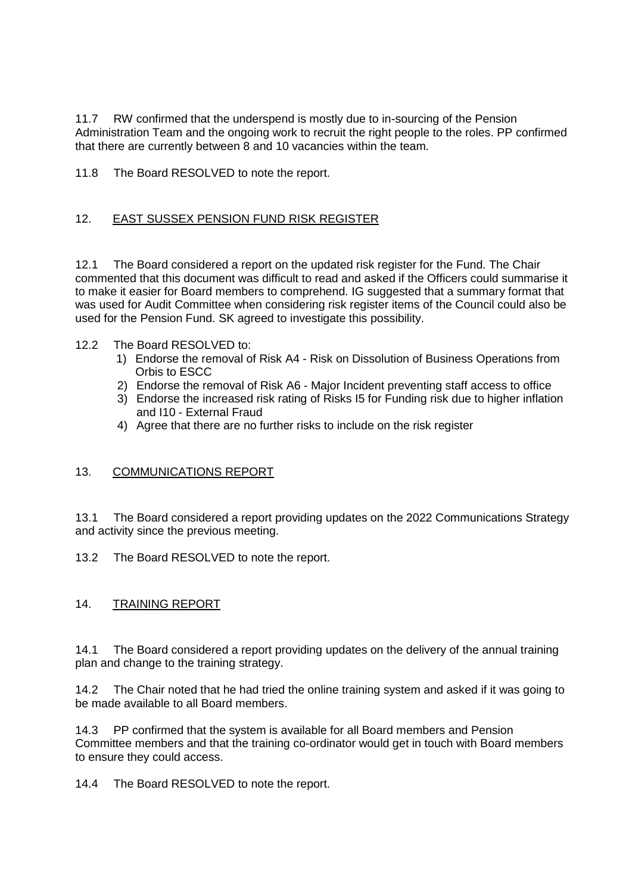11.7 RW confirmed that the underspend is mostly due to in-sourcing of the Pension Administration Team and the ongoing work to recruit the right people to the roles. PP confirmed that there are currently between 8 and 10 vacancies within the team.

11.8 The Board RESOLVED to note the report.

## 12. EAST SUSSEX PENSION FUND RISK REGISTER

12.1 The Board considered a report on the updated risk register for the Fund. The Chair commented that this document was difficult to read and asked if the Officers could summarise it to make it easier for Board members to comprehend. IG suggested that a summary format that was used for Audit Committee when considering risk register items of the Council could also be used for the Pension Fund. SK agreed to investigate this possibility.

12.2 The Board RESOLVED to:

1) Endorse the removal of Risk A4 - Risk on Dissolution of Business Operations from Orbis to ESCC
2) Endorse the removal of Risk A6 - Major Incident preventing staff access to office
3) Endorse the increased risk rating of Risks I5 for Funding risk due to higher inflation and I10 - External Fraud
4) Agree that there are no further risks to include on the risk register

## 13. COMMUNICATIONS REPORT

13.1 The Board considered a report providing updates on the 2022 Communications Strategy and activity since the previous meeting.

13.2 The Board RESOLVED to note the report.

## 14. TRAINING REPORT

14.1 The Board considered a report providing updates on the delivery of the annual training plan and change to the training strategy.

14.2 The Chair noted that he had tried the online training system and asked if it was going to be made available to all Board members.

14.3 PP confirmed that the system is available for all Board members and Pension Committee members and that the training co-ordinator would get in touch with Board members to ensure they could access.

14.4 The Board RESOLVED to note the report.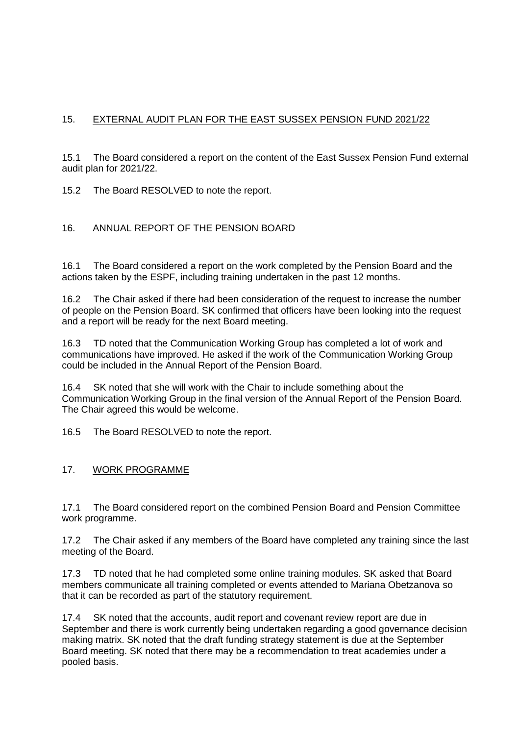## 15. EXTERNAL AUDIT PLAN FOR THE EAST SUSSEX PENSION FUND 2021/22

15.1 The Board considered a report on the content of the East Sussex Pension Fund external audit plan for 2021/22.

15.2 The Board RESOLVED to note the report.

## 16. ANNUAL REPORT OF THE PENSION BOARD

16.1 The Board considered a report on the work completed by the Pension Board and the actions taken by the ESPF, including training undertaken in the past 12 months.

16.2 The Chair asked if there had been consideration of the request to increase the number of people on the Pension Board. SK confirmed that officers have been looking into the request and a report will be ready for the next Board meeting.

16.3 TD noted that the Communication Working Group has completed a lot of work and communications have improved. He asked if the work of the Communication Working Group could be included in the Annual Report of the Pension Board.

16.4 SK noted that she will work with the Chair to include something about the Communication Working Group in the final version of the Annual Report of the Pension Board. The Chair agreed this would be welcome.

16.5 The Board RESOLVED to note the report.

## 17. WORK PROGRAMME

17.1 The Board considered report on the combined Pension Board and Pension Committee work programme.

17.2 The Chair asked if any members of the Board have completed any training since the last meeting of the Board.

17.3 TD noted that he had completed some online training modules. SK asked that Board members communicate all training completed or events attended to Mariana Obetzanova so that it can be recorded as part of the statutory requirement.

17.4 SK noted that the accounts, audit report and covenant review report are due in September and there is work currently being undertaken regarding a good governance decision making matrix. SK noted that the draft funding strategy statement is due at the September Board meeting. SK noted that there may be a recommendation to treat academies under a pooled basis.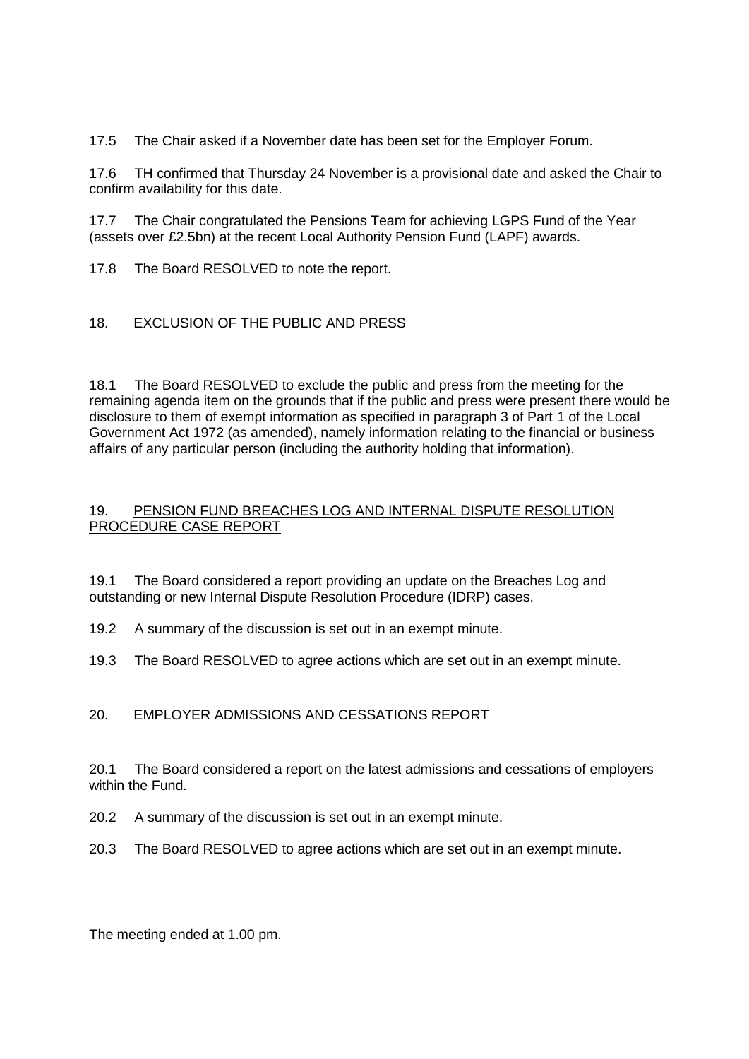17.5 The Chair asked if a November date has been set for the Employer Forum.

17.6 TH confirmed that Thursday 24 November is a provisional date and asked the Chair to confirm availability for this date.

17.7 The Chair congratulated the Pensions Team for achieving LGPS Fund of the Year (assets over £2.5bn) at the recent Local Authority Pension Fund (LAPF) awards.

17.8 The Board RESOLVED to note the report.

## 18. EXCLUSION OF THE PUBLIC AND PRESS

18.1 The Board RESOLVED to exclude the public and press from the meeting for the remaining agenda item on the grounds that if the public and press were present there would be disclosure to them of exempt information as specified in paragraph 3 of Part 1 of the Local Government Act 1972 (as amended), namely information relating to the financial or business affairs of any particular person (including the authority holding that information).

## 19. PENSION FUND BREACHES LOG AND INTERNAL DISPUTE RESOLUTION PROCEDURE CASE REPORT

19.1 The Board considered a report providing an update on the Breaches Log and outstanding or new Internal Dispute Resolution Procedure (IDRP) cases.

19.2 A summary of the discussion is set out in an exempt minute.

19.3 The Board RESOLVED to agree actions which are set out in an exempt minute.

## 20. EMPLOYER ADMISSIONS AND CESSATIONS REPORT

20.1 The Board considered a report on the latest admissions and cessations of employers within the Fund.

20.2 A summary of the discussion is set out in an exempt minute.

20.3 The Board RESOLVED to agree actions which are set out in an exempt minute.

The meeting ended at 1.00 pm.